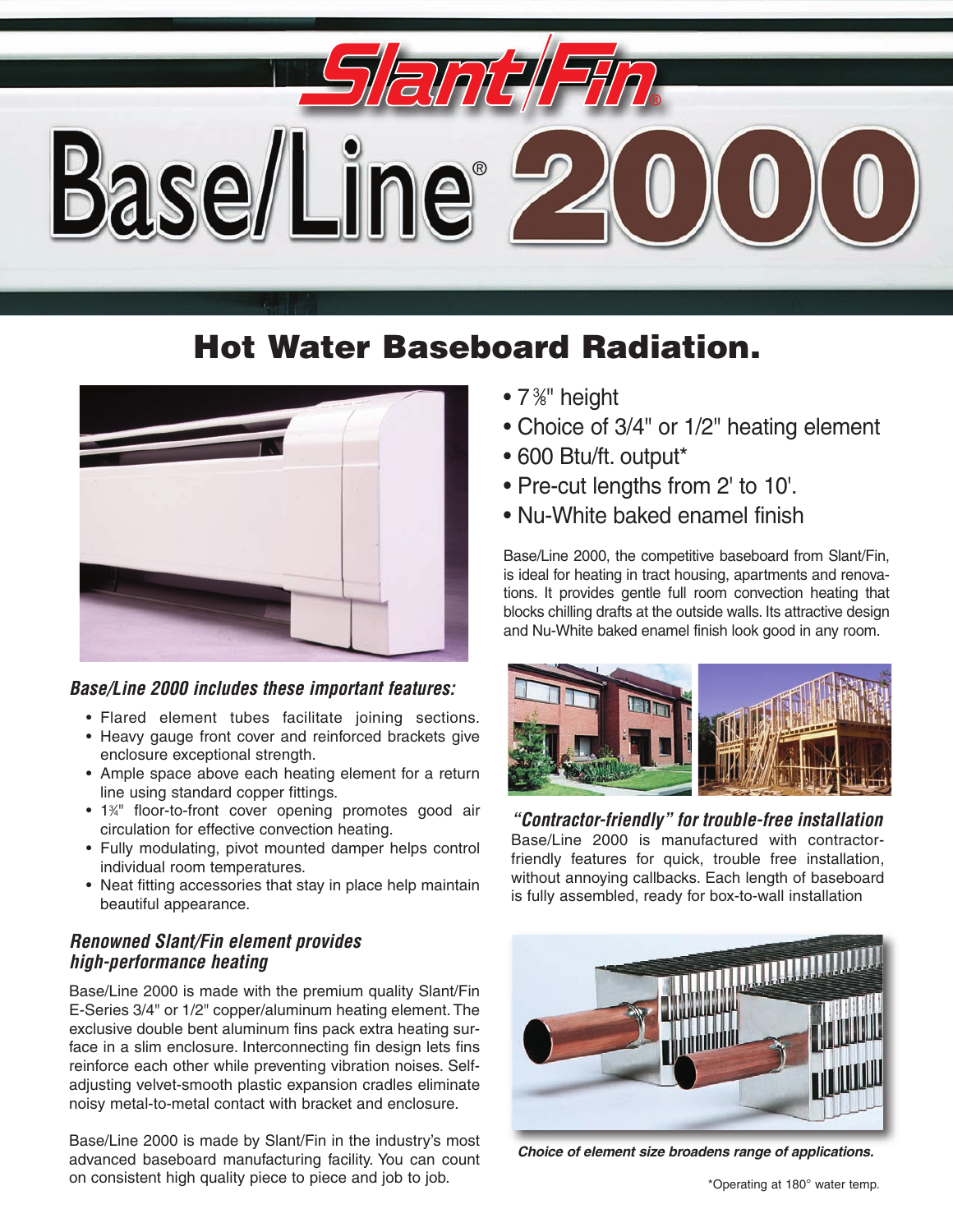# Slant/Fin®

# Base/Line® 2000

## Hot Water Baseboard Radiation.

- 7 ⅜" height
- Choice of 3/4" or 1/2" heating element
- 600 Btu/ft. output*
- Pre-cut lengths from 2' to 10'.
- Nu-White baked enamel finish

Base/Line 2000, the competitive baseboard from Slant/Fin, is ideal for heating in tract housing, apartments and renovations. It provides gentle full room convection heating that blocks chilling drafts at the outside walls. Its attractive design and Nu-White baked enamel finish look good in any room.

### *Base/Line 2000 includes these important features:*

- Flared element tubes facilitate joining sections.
- Heavy gauge front cover and reinforced brackets give enclosure exceptional strength.
- Ample space above each heating element for a return line using standard copper fittings.
- 1¾" floor-to-front cover opening promotes good air circulation for effective convection heating.
- Fully modulating, pivot mounted damper helps control individual room temperatures.
- Neat fitting accessories that stay in place help maintain beautiful appearance.

### *Renowned Slant/Fin element provides high-performance heating*

Base/Line 2000 is made with the premium quality Slant/Fin E-Series 3/4" or 1/2" copper/aluminum heating element. The exclusive double bent aluminum fins pack extra heating surface in a slim enclosure. Interconnecting fin design lets fins reinforce each other while preventing vibration noises. Self-adjusting velvet-smooth plastic expansion cradles eliminate noisy metal-to-metal contact with bracket and enclosure.

Base/Line 2000 is made by Slant/Fin in the industry's most advanced baseboard manufacturing facility. You can count on consistent high quality piece to piece and job to job.

### *"Contractor-friendly" for trouble-free installation*

Base/Line 2000 is manufactured with contractor-friendly features for quick, trouble free installation, without annoying callbacks. Each length of baseboard is fully assembled, ready for box-to-wall installation

*Choice of element size broadens range of applications.*

*Operating at 180° water temp.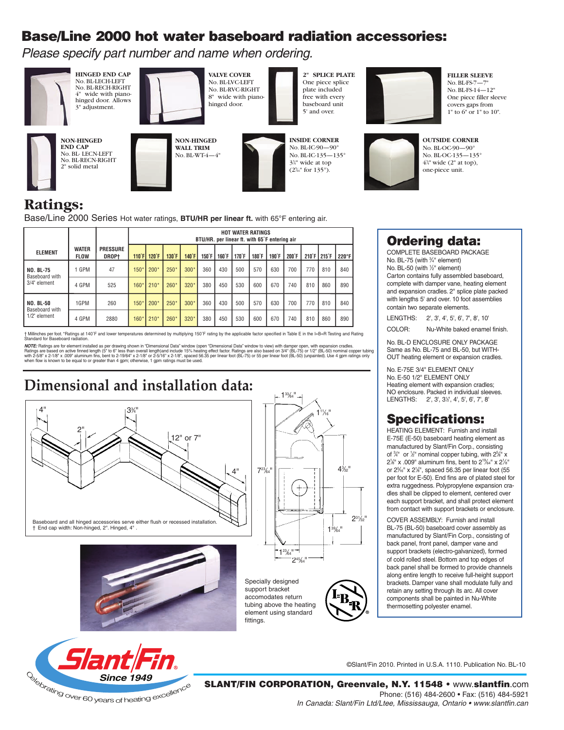# Base/Line 2000 hot water baseboard radiation accessories:

*Please specify part number and name when ordering.*

**HINGED END CAP**
No. BL-LECH-LEFT
No. BL-RECH-RIGHT
4" wide with piano-hinged door. Allows 3" adjustment.

**VALVE COVER**
No. BL-LVC-LEFT
No. BL-RVC-RIGHT
8" wide with piano-hinged door.

**2" SPLICE PLATE**
One piece splice plate included free with every baseboard unit 5' and over.

**FILLER SLEEVE**
No. BL-FS-7—7"
No. BL-FS-14—12"
One piece filler sleeve covers gaps from 1" to 6" or 1" to 10".

**NON-HINGED END CAP**
No. BL- LECN-LEFT
No. BL-RECN-RIGHT
2" solid metal

**NON-HINGED WALL TRIM**
No. BL-WT-4—4"

**INSIDE CORNER**
No. BL-IC-90—90°
No. BL-IC-135—135°
3⅜" wide at top (2³⁄₁₆" for 135°).

**OUTSIDE CORNER**
No. BL-OC-90—90°
No. BL-OC-135—135°
4⅜" wide (2" at top), one-piece unit.

## Ratings:

Base/Line 2000 Series Hot water ratings, **BTU/HR per linear ft.** with 65°F entering air.

| ELEMENT | WATER FLOW | PRESSURE DROP† | HOT WATER RATINGS BTU/HR. per linear ft. with 65°F entering air | | | | | | | | | | | | |
|---|---|---|---|---|---|---|---|---|---|---|---|---|---|---|---|
| | | | 110°F | 120°F | 130°F | 140°F | 150°F | 160°F | 170°F | 180°F | 190°F | 200°F | 210°F | 215°F | 220°F |
| NO. BL-75 Baseboard with 3/4" element | 1 GPM | 47 | 150* | 200* | 250* | 300* | 360 | 430 | 500 | 570 | 630 | 700 | 770 | 810 | 840 |
| | 4 GPM | 525 | 160* | 210* | 260* | 320* | 380 | 450 | 530 | 600 | 670 | 740 | 810 | 860 | 890 |
| NO. BL-50 Baseboard with 1/2" element | 1GPM | 260 | 150* | 200* | 250* | 300* | 360 | 430 | 500 | 570 | 630 | 700 | 770 | 810 | 840 |
| | 4 GPM | 2880 | 160* | 210* | 260* | 320* | 380 | 450 | 530 | 600 | 670 | 740 | 810 | 860 | 890 |

† Millinches per foot. *Ratings at 140°F and lower temperatures determined by multiplying 150°F rating by the applicable factor specified in Table E in the I=B=R Testing and Rating Standard for Baseboard radiation.

***NOTE:*** Ratings are for element installed as per drawing shown in "Dimensional Data" window (open "Dimensional Data" window to view) with damper open, with expansion cradles. Ratings are based on active finned length (5" to 6" less than overall length)and include 15% heating effect factor. Ratings are also based on 3/4" (BL-75) or 1/2" (BL-50) nominal copper tubing with 2-5/8" x 2-1/8" x .009" aluminum fins, bent to 2-19/64" x 2-1/8" or 2-5/16" x 2-1/8", spaced 56.35 per linear foot (BL-75) or 55 per linear foot (BL-50) (unpainted). Use 4 gpm ratings only when flow is known to be equal to or greater than 4 gpm; otherwise, 1 gpm ratings must be used.

## Dimensional and installation data:

4"
3¾"
2"
12" or 7"
4"

Baseboard and all hinged accessories serve either flush or recessed installation.
† End cap width: Non-hinged, 2". Hinged, 4" .

1³³⁄₆₄"
1¹¹⁄₁₆"
7²³⁄₆₄"
4³⁄₃₂"
2³¹⁄₃₂"
1³⁹⁄₆₄"
1²³⁄₆₄"
2⁴⁵⁄₆₄"

Specially designed support bracket accomodates return tubing above the heating element using standard fittings.

## Ordering data:

COMPLETE BASEBOARD PACKAGE
No. BL-75 (with ¾" element)
No. BL-50 (with ½" element)
Carton contains fully assembled baseboard, complete with damper vane, heating element and expansion cradles. 2" splice plate packed with lengths 5' and over. 10 foot assemblies contain two separate elements.

LENGTHS: 2', 3', 4', 5', 6', 7', 8', 10'

COLOR: Nu-White baked enamel finish.

No. BL-D ENCLOSURE ONLY PACKAGE
Same as No. BL-75 and BL-50, but WITHOUT heating element or expansion cradles.

No. E-75E 3/4" ELEMENT ONLY
No. E-50 1/2" ELEMENT ONLY
Heating element with expansion cradles; NO enclosure. Packed in individual sleeves.
LENGTHS: 2', 3', 3½', 4', 5', 6', 7', 8'

## Specifications:

HEATING ELEMENT: Furnish and install E-75E (E-50) baseboard heating element as manufactured by Slant/Fin Corp., consisting of ¾" or ½" nominal copper tubing, with 2⅝" x 2⅛" x .009" aluminum fins, bent to 2¹⁹⁄₆₄" x 2⅛" or 2⁵⁄₁₆" x 2⅛", spaced 56.35 per linear foot (55 per foot for E-50). End fins are of plated steel for extra ruggedness. Polypropylene expansion cradles shall be clipped to element, centered over each support bracket, and shall protect element from contact with support brackets or enclosure.

COVER ASSEMBLY: Furnish and install BL-75 (BL-50) baseboard cover assembly as manufactured by Slant/Fin Corp., consisting of back panel, front panel, damper vane and support brackets (electro-galvanized), formed of cold rolled steel. Bottom and top edges of back panel shall be formed to provide channels along entire length to receive full-height support brackets. Damper vane shall modulate fully and retain any setting through its arc. All cover components shall be painted in Nu-White thermosetting polyester enamel.

Slant/Fin® Since 1949
Celebrating over 60 years of heating excellence

©Slant/Fin 2010. Printed in U.S.A. 1110. Publication No. BL-10

**SLANT/FIN CORPORATION, Greenvale, N.Y. 11548** • www.**slantfin**.com
Phone: (516) 484-2600 • Fax: (516) 484-5921
*In Canada: Slant/Fin Ltd/Ltee, Mississauga, Ontario • www.slantfin.can*